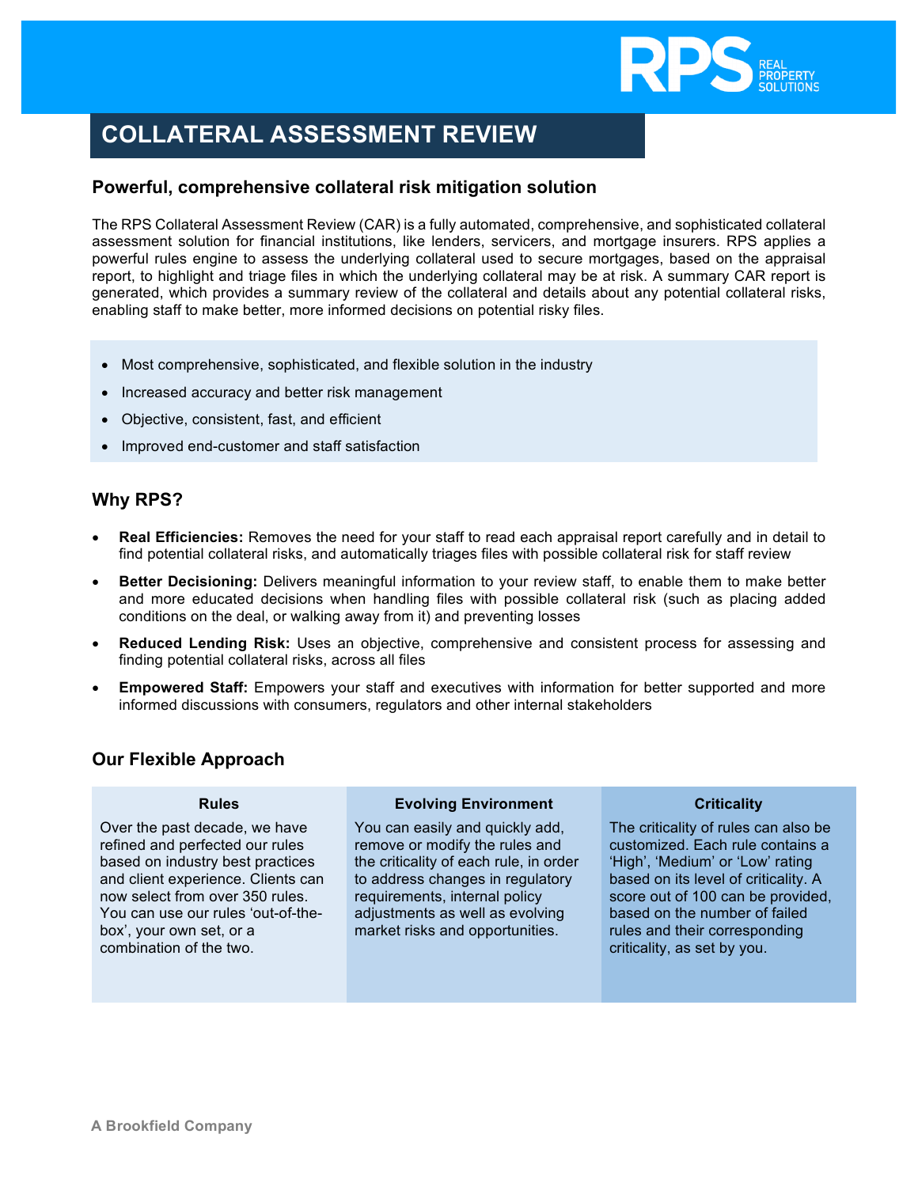RPS REAL PROPERTY SOLUTIONS

# COLLATERAL ASSESSMENT REVIEW

## Powerful, comprehensive collateral risk mitigation solution

The RPS Collateral Assessment Review (CAR) is a fully automated, comprehensive, and sophisticated collateral assessment solution for financial institutions, like lenders, servicers, and mortgage insurers. RPS applies a powerful rules engine to assess the underlying collateral used to secure mortgages, based on the appraisal report, to highlight and triage files in which the underlying collateral may be at risk. A summary CAR report is generated, which provides a summary review of the collateral and details about any potential collateral risks, enabling staff to make better, more informed decisions on potential risky files.

- Most comprehensive, sophisticated, and flexible solution in the industry
- Increased accuracy and better risk management
- Objective, consistent, fast, and efficient
- Improved end-customer and staff satisfaction

## Why RPS?

- **Real Efficiencies:** Removes the need for your staff to read each appraisal report carefully and in detail to find potential collateral risks, and automatically triages files with possible collateral risk for staff review
- **Better Decisioning:** Delivers meaningful information to your review staff, to enable them to make better and more educated decisions when handling files with possible collateral risk (such as placing added conditions on the deal, or walking away from it) and preventing losses
- **Reduced Lending Risk:** Uses an objective, comprehensive and consistent process for assessing and finding potential collateral risks, across all files
- **Empowered Staff:** Empowers your staff and executives with information for better supported and more informed discussions with consumers, regulators and other internal stakeholders

## Our Flexible Approach

| Rules | Evolving Environment | Criticality |
| --- | --- | --- |
| Over the past decade, we have refined and perfected our rules based on industry best practices and client experience. Clients can now select from over 350 rules. You can use our rules 'out-of-the-box', your own set, or a combination of the two. | You can easily and quickly add, remove or modify the rules and the criticality of each rule, in order to address changes in regulatory requirements, internal policy adjustments as well as evolving market risks and opportunities. | The criticality of rules can also be customized. Each rule contains a 'High', 'Medium' or 'Low' rating based on its level of criticality. A score out of 100 can be provided, based on the number of failed rules and their corresponding criticality, as set by you. |

A Brookfield Company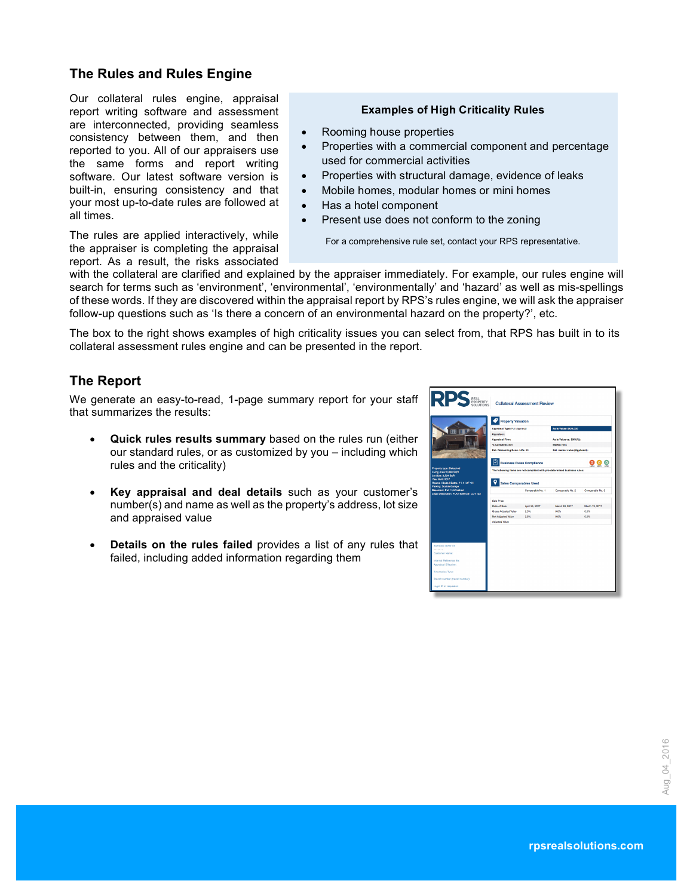## The Rules and Rules Engine

Our collateral rules engine, appraisal report writing software and assessment are interconnected, providing seamless consistency between them, and then reported to you. All of our appraisers use the same forms and report writing software. Our latest software version is built-in, ensuring consistency and that your most up-to-date rules are followed at all times.

The rules are applied interactively, while the appraiser is completing the appraisal report. As a result, the risks associated with the collateral are clarified and explained by the appraiser immediately. For example, our rules engine will search for terms such as 'environment', 'environmental', 'environmentally' and 'hazard' as well as mis-spellings of these words. If they are discovered within the appraisal report by RPS's rules engine, we will ask the appraiser follow-up questions such as 'Is there a concern of an environmental hazard on the property?', etc.

The box to the right shows examples of high criticality issues you can select from, that RPS has built in to its collateral assessment rules engine and can be presented in the report.

**Examples of High Criticality Rules**

- Rooming house properties
- Properties with a commercial component and percentage used for commercial activities
- Properties with structural damage, evidence of leaks
- Mobile homes, modular homes or mini homes
- Has a hotel component
- Present use does not conform to the zoning

For a comprehensive rule set, contact your RPS representative.

## The Report

We generate an easy-to-read, 1-page summary report for your staff that summarizes the results:

- **Quick rules results summary** based on the rules run (either our standard rules, or as customized by you – including which rules and the criticality)
- **Key appraisal and deal details** such as your customer's number(s) and name as well as the property's address, lot size and appraised value
- **Details on the rules failed** provides a list of any rules that failed, including added information regarding them

Aug_04_2016

rpsrealsolutions.com